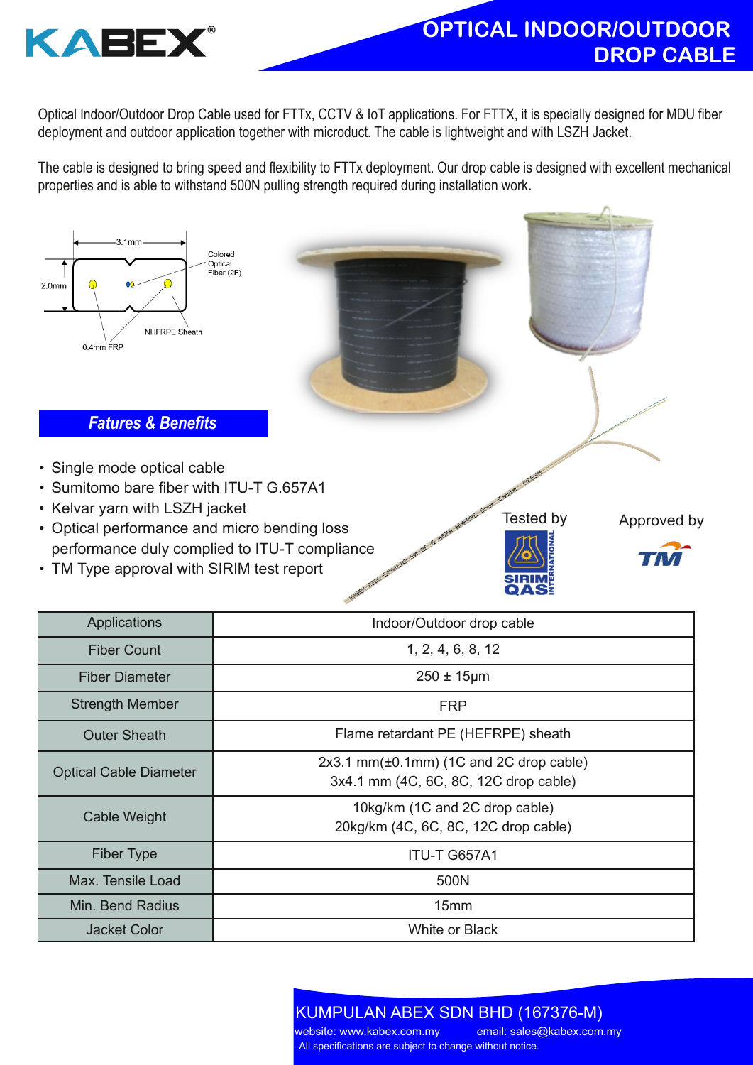# OPTICAL INDOOR/OUTDOOR DROP CABLE

KABEX®

Optical Indoor/Outdoor Drop Cable used for FTTx, CCTV & IoT applications. For FTTX, it is specially designed for MDU fiber deployment and outdoor application together with microduct. The cable is lightweight and with LSZH Jacket.

The cable is designed to bring speed and flexibility to FTTx deployment. Our drop cable is designed with excellent mechanical properties and is able to withstand 500N pulling strength required during installation work.

3.1mm

2.0mm

Colored Optical Fiber (2F)

NHFRPE Sheath

0.4mm FRP

## Fatures & Benefits

- Single mode optical cable
- Sumitomo bare fiber with ITU-T G.657A1
- Kelvar yarn with LSZH jacket
- Optical performance and micro bending loss performance duly complied to ITU-T compliance
- TM Type approval with SIRIM test report

Tested by SIRIM QAS INTERNATIONAL

Approved by TM

| Applications | Indoor/Outdoor drop cable |
|---|---|
| Fiber Count | 1, 2, 4, 6, 8, 12 |
| Fiber Diameter | 250 ± 15µm |
| Strength Member | FRP |
| Outer Sheath | Flame retardant PE (HEFRPE) sheath |
| Optical Cable Diameter | 2x3.1 mm(±0.1mm) (1C and 2C drop cable)<br>3x4.1 mm (4C, 6C, 8C, 12C drop cable) |
| Cable Weight | 10kg/km (1C and 2C drop cable)<br>20kg/km (4C, 6C, 8C, 12C drop cable) |
| Fiber Type | ITU-T G657A1 |
| Max. Tensile Load | 500N |
| Min. Bend Radius | 15mm |
| Jacket Color | White or Black |

KUMPULAN ABEX SDN BHD (167376-M)

website: www.kabex.com.my email: sales@kabex.com.my

All specifications are subject to change without notice.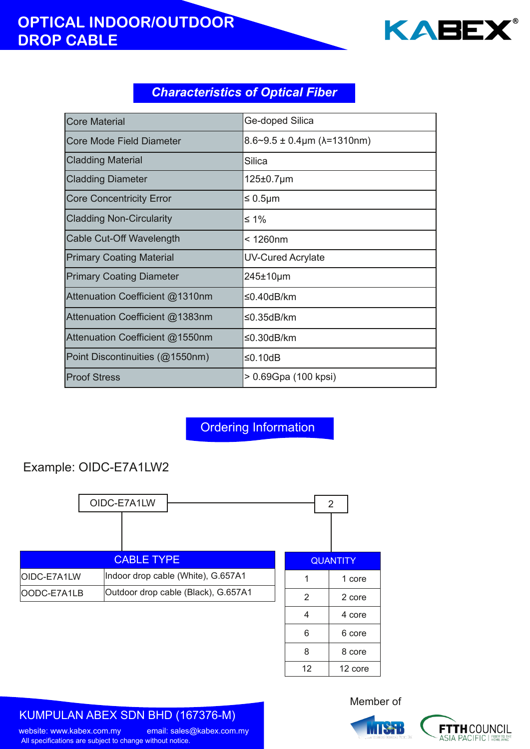# OPTICAL INDOOR/OUTDOOR DROP CABLE

## Characteristics of Optical Fiber

| | |
|---|---|
| Core Material | Ge-doped Silica |
| Core Mode Field Diameter | 8.6~9.5 ± 0.4μm (λ=1310nm) |
| Cladding Material | Silica |
| Cladding Diameter | 125±0.7μm |
| Core Concentricity Error | ≤ 0.5μm |
| Cladding Non-Circularity | ≤ 1% |
| Cable Cut-Off Wavelength | < 1260nm |
| Primary Coating Material | UV-Cured Acrylate |
| Primary Coating Diameter | 245±10μm |
| Attenuation Coefficient @1310nm | ≤0.40dB/km |
| Attenuation Coefficient @1383nm | ≤0.35dB/km |
| Attenuation Coefficient @1550nm | ≤0.30dB/km |
| Point Discontinuities (@1550nm) | ≤0.10dB |
| Proof Stress | > 0.69Gpa (100 kpsi) |

## Ordering Information

Example: OIDC-E7A1LW2

OIDC-E7A1LW — 2

| CABLE TYPE | |
|---|---|
| OIDC-E7A1LW | Indoor drop cable (White), G.657A1 |
| OODC-E7A1LB | Outdoor drop cable (Black), G.657A1 |

| QUANTITY | |
|---|---|
| 1 | 1 core |
| 2 | 2 core |
| 4 | 4 core |
| 6 | 6 core |
| 8 | 8 core |
| 12 | 12 core |

KUMPULAN ABEX SDN BHD (167376-M)

website: www.kabex.com.my email: sales@kabex.com.my

All specifications are subject to change without notice.

Member of